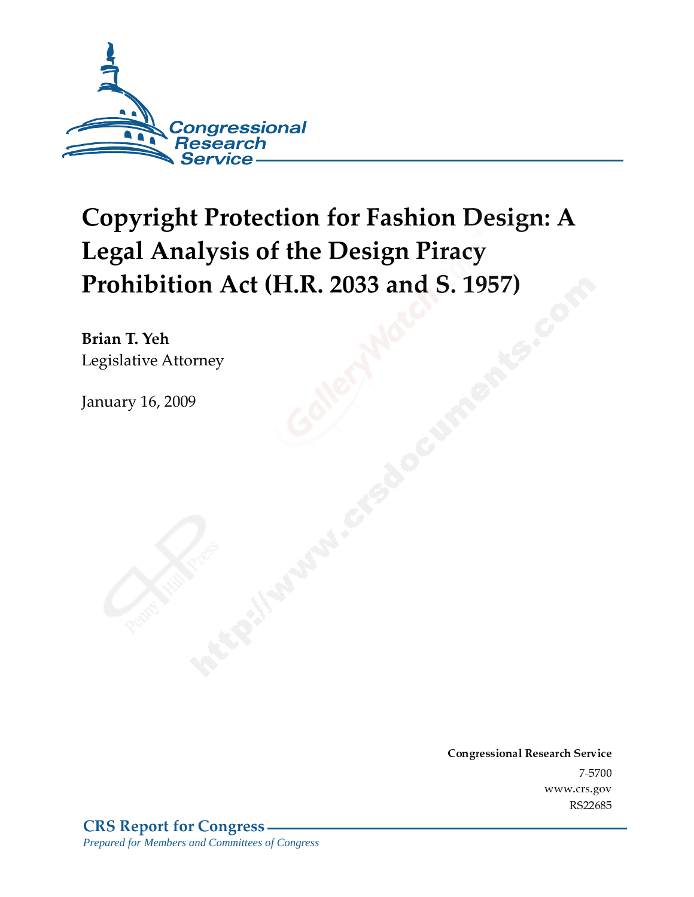Congressional Research Service

# Copyright Protection for Fashion Design: A Legal Analysis of the Design Piracy Prohibition Act (H.R. 2033 and S. 1957)

**Brian T. Yeh**
Legislative Attorney

January 16, 2009

**Congressional Research Service**
7-5700
www.crs.gov
RS22685

**CRS Report for Congress**
*Prepared for Members and Committees of Congress*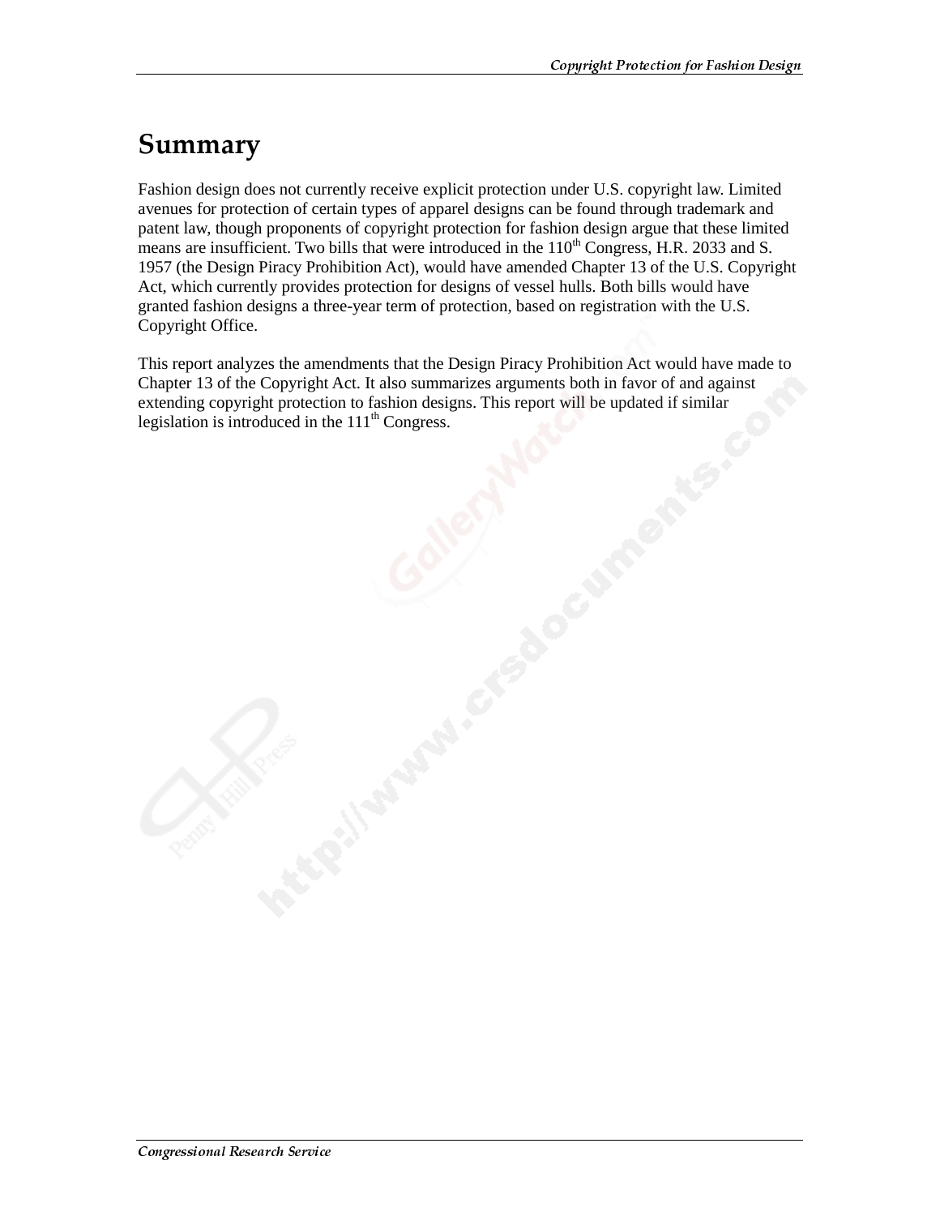# Summary

Fashion design does not currently receive explicit protection under U.S. copyright law. Limited avenues for protection of certain types of apparel designs can be found through trademark and patent law, though proponents of copyright protection for fashion design argue that these limited means are insufficient. Two bills that were introduced in the 110th Congress, H.R. 2033 and S. 1957 (the Design Piracy Prohibition Act), would have amended Chapter 13 of the U.S. Copyright Act, which currently provides protection for designs of vessel hulls. Both bills would have granted fashion designs a three-year term of protection, based on registration with the U.S. Copyright Office.

This report analyzes the amendments that the Design Piracy Prohibition Act would have made to Chapter 13 of the Copyright Act. It also summarizes arguments both in favor of and against extending copyright protection to fashion designs. This report will be updated if similar legislation is introduced in the 111th Congress.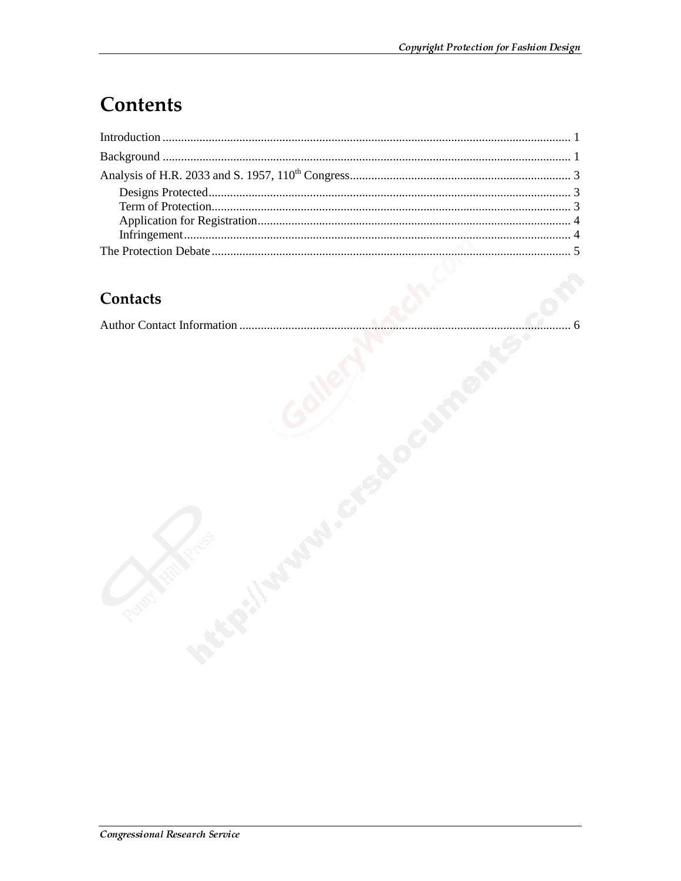# Contents

Introduction .................................................................................................................................... 1

Background .................................................................................................................................... 1

Analysis of H.R. 2033 and S. 1957, 110th Congress........................................................................ 3

- Designs Protected..................................................................................................................... 3
- Term of Protection.................................................................................................................... 3
- Application for Registration..................................................................................................... 4
- Infringement............................................................................................................................. 4

The Protection Debate .................................................................................................................... 5

## Contacts

Author Contact Information ........................................................................................................... 6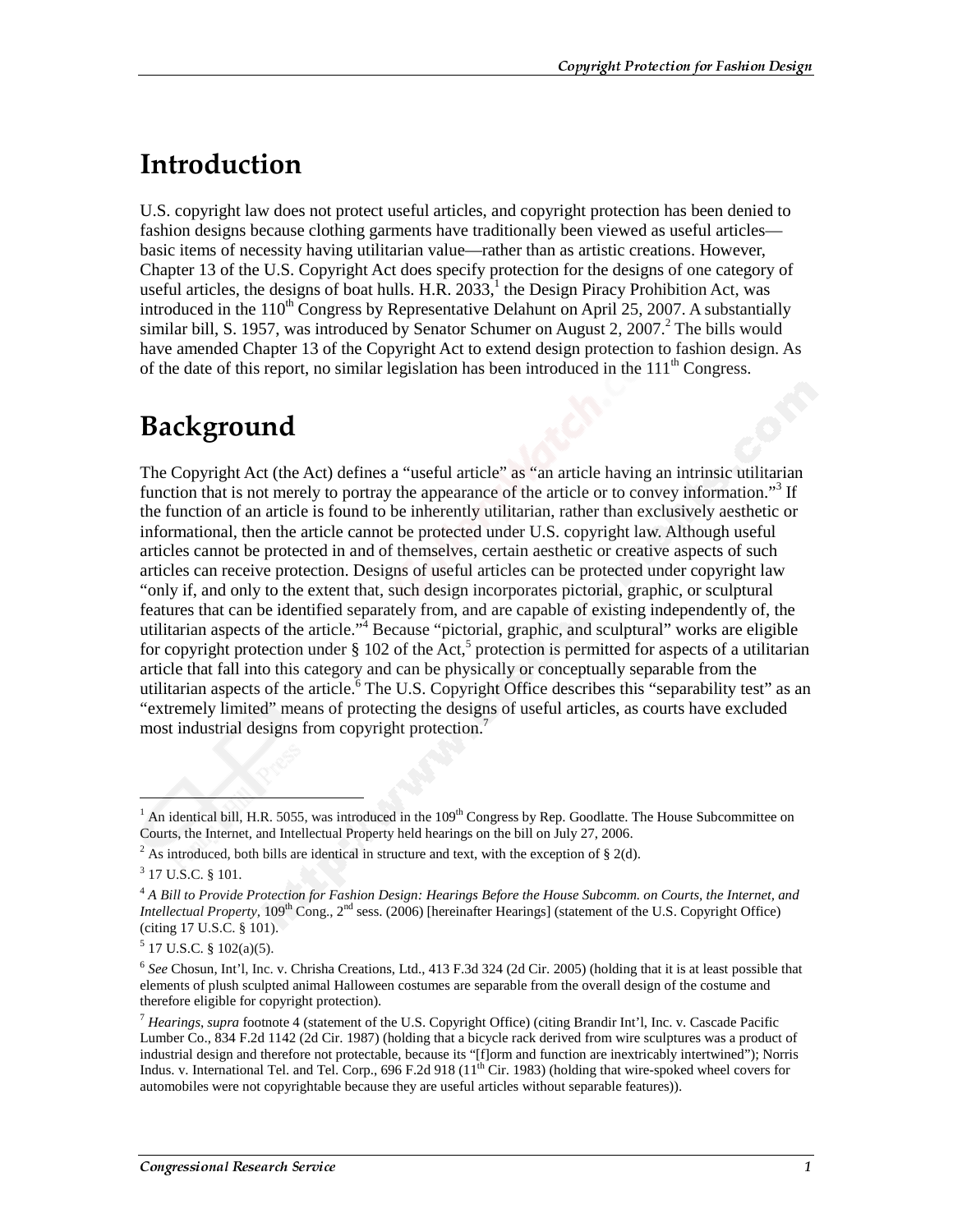# Introduction

U.S. copyright law does not protect useful articles, and copyright protection has been denied to fashion designs because clothing garments have traditionally been viewed as useful articles—basic items of necessity having utilitarian value—rather than as artistic creations. However, Chapter 13 of the U.S. Copyright Act does specify protection for the designs of one category of useful articles, the designs of boat hulls. H.R. 2033,[1] the Design Piracy Prohibition Act, was introduced in the 110th Congress by Representative Delahunt on April 25, 2007. A substantially similar bill, S. 1957, was introduced by Senator Schumer on August 2, 2007.[2] The bills would have amended Chapter 13 of the Copyright Act to extend design protection to fashion design. As of the date of this report, no similar legislation has been introduced in the 111th Congress.

# Background

The Copyright Act (the Act) defines a "useful article" as "an article having an intrinsic utilitarian function that is not merely to portray the appearance of the article or to convey information."[3] If the function of an article is found to be inherently utilitarian, rather than exclusively aesthetic or informational, then the article cannot be protected under U.S. copyright law. Although useful articles cannot be protected in and of themselves, certain aesthetic or creative aspects of such articles can receive protection. Designs of useful articles can be protected under copyright law "only if, and only to the extent that, such design incorporates pictorial, graphic, or sculptural features that can be identified separately from, and are capable of existing independently of, the utilitarian aspects of the article."[4] Because "pictorial, graphic, and sculptural" works are eligible for copyright protection under § 102 of the Act,[5] protection is permitted for aspects of a utilitarian article that fall into this category and can be physically or conceptually separable from the utilitarian aspects of the article.[6] The U.S. Copyright Office describes this "separability test" as an "extremely limited" means of protecting the designs of useful articles, as courts have excluded most industrial designs from copyright protection.[7]

---

[1] An identical bill, H.R. 5055, was introduced in the 109th Congress by Rep. Goodlatte. The House Subcommittee on Courts, the Internet, and Intellectual Property held hearings on the bill on July 27, 2006.

[2] As introduced, both bills are identical in structure and text, with the exception of § 2(d).

[3] 17 U.S.C. § 101.

[4] *A Bill to Provide Protection for Fashion Design: Hearings Before the House Subcomm. on Courts, the Internet, and Intellectual Property*, 109th Cong., 2nd sess. (2006) [hereinafter Hearings] (statement of the U.S. Copyright Office) (citing 17 U.S.C. § 101).

[5] 17 U.S.C. § 102(a)(5).

[6] *See* Chosun, Int'l, Inc. v. Chrisha Creations, Ltd., 413 F.3d 324 (2d Cir. 2005) (holding that it is at least possible that elements of plush sculpted animal Halloween costumes are separable from the overall design of the costume and therefore eligible for copyright protection).

[7] *Hearings*, *supra* footnote 4 (statement of the U.S. Copyright Office) (citing Brandir Int'l, Inc. v. Cascade Pacific Lumber Co., 834 F.2d 1142 (2d Cir. 1987) (holding that a bicycle rack derived from wire sculptures was a product of industrial design and therefore not protectable, because its "[f]orm and function are inextricably intertwined"); Norris Indus. v. International Tel. and Tel. Corp., 696 F.2d 918 (11th Cir. 1983) (holding that wire-spoked wheel covers for automobiles were not copyrightable because they are useful articles without separable features)).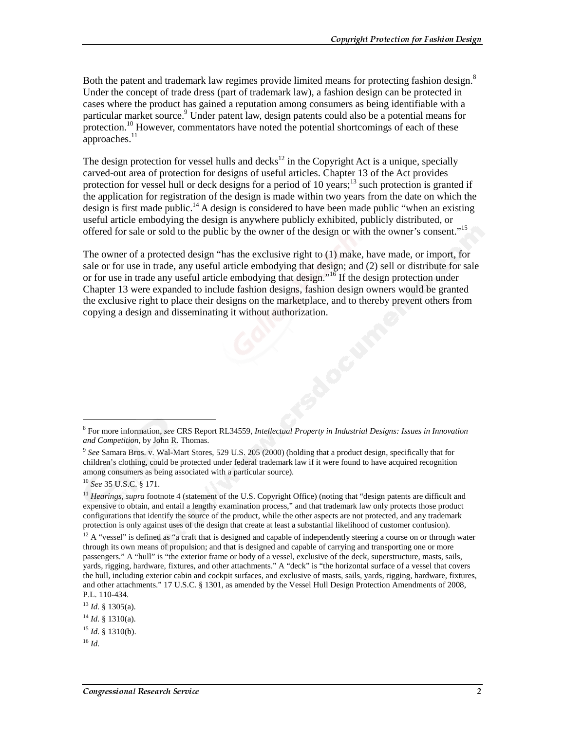Both the patent and trademark law regimes provide limited means for protecting fashion design.[8] Under the concept of trade dress (part of trademark law), a fashion design can be protected in cases where the product has gained a reputation among consumers as being identifiable with a particular market source.[9] Under patent law, design patents could also be a potential means for protection.[10] However, commentators have noted the potential shortcomings of each of these approaches.[11]

The design protection for vessel hulls and decks[12] in the Copyright Act is a unique, specially carved-out area of protection for designs of useful articles. Chapter 13 of the Act provides protection for vessel hull or deck designs for a period of 10 years;[13] such protection is granted if the application for registration of the design is made within two years from the date on which the design is first made public.[14] A design is considered to have been made public "when an existing useful article embodying the design is anywhere publicly exhibited, publicly distributed, or offered for sale or sold to the public by the owner of the design or with the owner's consent."[15]

The owner of a protected design "has the exclusive right to (1) make, have made, or import, for sale or for use in trade, any useful article embodying that design; and (2) sell or distribute for sale or for use in trade any useful article embodying that design."[16] If the design protection under Chapter 13 were expanded to include fashion designs, fashion design owners would be granted the exclusive right to place their designs on the marketplace, and to thereby prevent others from copying a design and disseminating it without authorization.

---

[8] For more information, *see* CRS Report RL34559, *Intellectual Property in Industrial Designs: Issues in Innovation and Competition*, by John R. Thomas.

[9] *See* Samara Bros. v. Wal-Mart Stores, 529 U.S. 205 (2000) (holding that a product design, specifically that for children's clothing, could be protected under federal trademark law if it were found to have acquired recognition among consumers as being associated with a particular source).

[10] *See* 35 U.S.C. § 171.

[11] *Hearings*, *supra* footnote 4 (statement of the U.S. Copyright Office) (noting that "design patents are difficult and expensive to obtain, and entail a lengthy examination process," and that trademark law only protects those product configurations that identify the source of the product, while the other aspects are not protected, and any trademark protection is only against uses of the design that create at least a substantial likelihood of customer confusion).

[12] A "vessel" is defined as "a craft that is designed and capable of independently steering a course on or through water through its own means of propulsion; and that is designed and capable of carrying and transporting one or more passengers." A "hull" is "the exterior frame or body of a vessel, exclusive of the deck, superstructure, masts, sails, yards, rigging, hardware, fixtures, and other attachments." A "deck" is "the horizontal surface of a vessel that covers the hull, including exterior cabin and cockpit surfaces, and exclusive of masts, sails, yards, rigging, hardware, fixtures, and other attachments." 17 U.S.C. § 1301, as amended by the Vessel Hull Design Protection Amendments of 2008, P.L. 110-434.

[13] *Id.* § 1305(a).

[14] *Id.* § 1310(a).

[15] *Id.* § 1310(b).

[16] *Id.*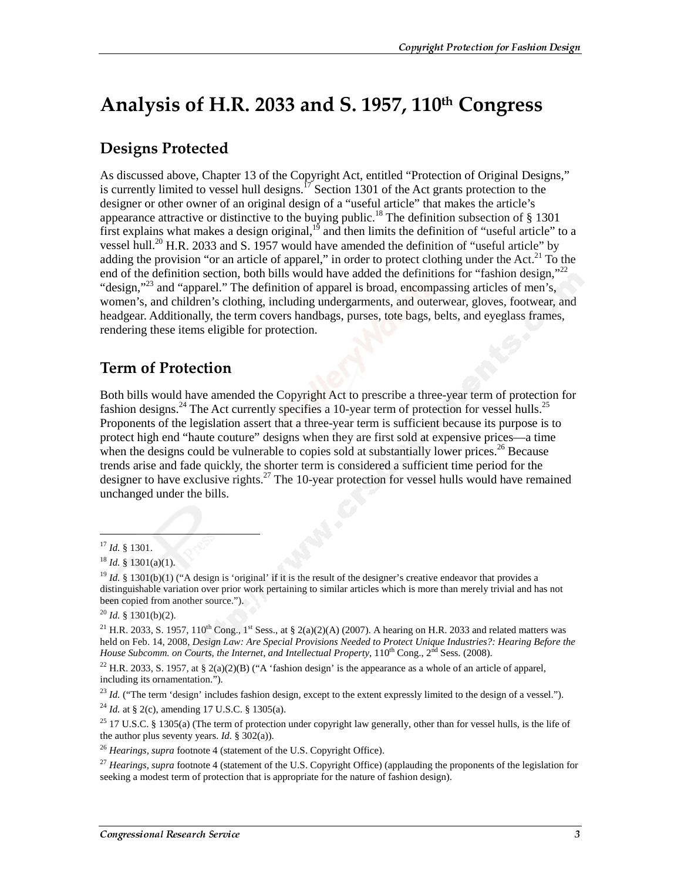# Analysis of H.R. 2033 and S. 1957, 110th Congress

## Designs Protected

As discussed above, Chapter 13 of the Copyright Act, entitled "Protection of Original Designs," is currently limited to vessel hull designs.[17] Section 1301 of the Act grants protection to the designer or other owner of an original design of a "useful article" that makes the article's appearance attractive or distinctive to the buying public.[18] The definition subsection of § 1301 first explains what makes a design original,[19] and then limits the definition of "useful article" to a vessel hull.[20] H.R. 2033 and S. 1957 would have amended the definition of "useful article" by adding the provision "or an article of apparel," in order to protect clothing under the Act.[21] To the end of the definition section, both bills would have added the definitions for "fashion design,"[22] "design,"[23] and "apparel." The definition of apparel is broad, encompassing articles of men's, women's, and children's clothing, including undergarments, and outerwear, gloves, footwear, and headgear. Additionally, the term covers handbags, purses, tote bags, belts, and eyeglass frames, rendering these items eligible for protection.

## Term of Protection

Both bills would have amended the Copyright Act to prescribe a three-year term of protection for fashion designs.[24] The Act currently specifies a 10-year term of protection for vessel hulls.[25] Proponents of the legislation assert that a three-year term is sufficient because its purpose is to protect high end "haute couture" designs when they are first sold at expensive prices—a time when the designs could be vulnerable to copies sold at substantially lower prices.[26] Because trends arise and fade quickly, the shorter term is considered a sufficient time period for the designer to have exclusive rights.[27] The 10-year protection for vessel hulls would have remained unchanged under the bills.

---

[17] *Id.* § 1301.

[18] *Id.* § 1301(a)(1).

[19] *Id.* § 1301(b)(1) ("A design is 'original' if it is the result of the designer's creative endeavor that provides a distinguishable variation over prior work pertaining to similar articles which is more than merely trivial and has not been copied from another source.").

[20] *Id.* § 1301(b)(2).

[21] H.R. 2033, S. 1957, 110th Cong., 1st Sess., at § 2(a)(2)(A) (2007). A hearing on H.R. 2033 and related matters was held on Feb. 14, 2008, *Design Law: Are Special Provisions Needed to Protect Unique Industries?: Hearing Before the House Subcomm. on Courts, the Internet, and Intellectual Property*, 110th Cong., 2nd Sess. (2008).

[22] H.R. 2033, S. 1957, at § 2(a)(2)(B) ("A 'fashion design' is the appearance as a whole of an article of apparel, including its ornamentation.").

[23] *Id.* ("The term 'design' includes fashion design, except to the extent expressly limited to the design of a vessel.").

[24] *Id.* at § 2(c), amending 17 U.S.C. § 1305(a).

[25] 17 U.S.C. § 1305(a) (The term of protection under copyright law generally, other than for vessel hulls, is the life of the author plus seventy years. *Id.* § 302(a)).

[26] *Hearings, supra* footnote 4 (statement of the U.S. Copyright Office).

[27] *Hearings, supra* footnote 4 (statement of the U.S. Copyright Office) (applauding the proponents of the legislation for seeking a modest term of protection that is appropriate for the nature of fashion design).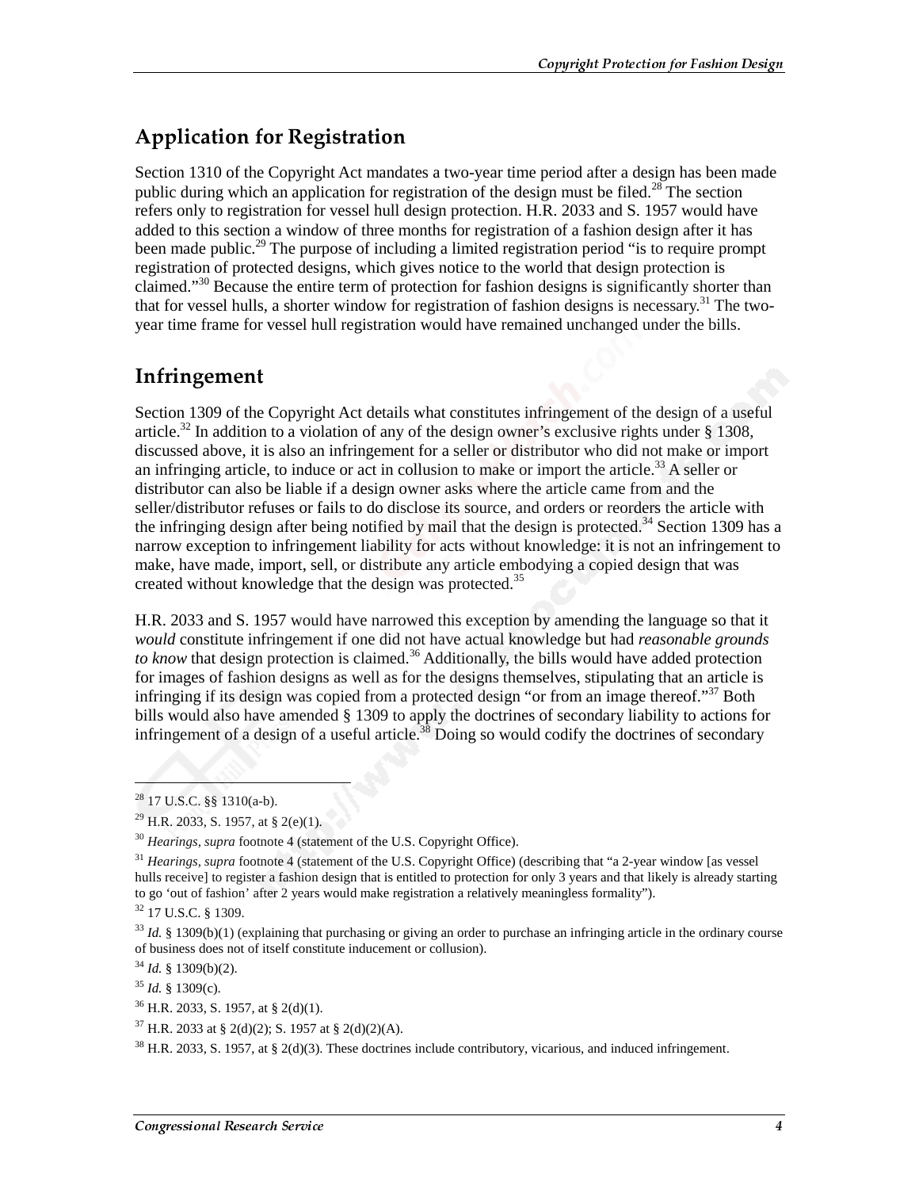## Application for Registration

Section 1310 of the Copyright Act mandates a two-year time period after a design has been made public during which an application for registration of the design must be filed.[28] The section refers only to registration for vessel hull design protection. H.R. 2033 and S. 1957 would have added to this section a window of three months for registration of a fashion design after it has been made public.[29] The purpose of including a limited registration period "is to require prompt registration of protected designs, which gives notice to the world that design protection is claimed."[30] Because the entire term of protection for fashion designs is significantly shorter than that for vessel hulls, a shorter window for registration of fashion designs is necessary.[31] The two-year time frame for vessel hull registration would have remained unchanged under the bills.

## Infringement

Section 1309 of the Copyright Act details what constitutes infringement of the design of a useful article.[32] In addition to a violation of any of the design owner's exclusive rights under § 1308, discussed above, it is also an infringement for a seller or distributor who did not make or import an infringing article, to induce or act in collusion to make or import the article.[33] A seller or distributor can also be liable if a design owner asks where the article came from and the seller/distributor refuses or fails to do disclose its source, and orders or reorders the article with the infringing design after being notified by mail that the design is protected.[34] Section 1309 has a narrow exception to infringement liability for acts without knowledge: it is not an infringement to make, have made, import, sell, or distribute any article embodying a copied design that was created without knowledge that the design was protected.[35]

H.R. 2033 and S. 1957 would have narrowed this exception by amending the language so that it *would* constitute infringement if one did not have actual knowledge but had *reasonable grounds to know* that design protection is claimed.[36] Additionally, the bills would have added protection for images of fashion designs as well as for the designs themselves, stipulating that an article is infringing if its design was copied from a protected design "or from an image thereof."[37] Both bills would also have amended § 1309 to apply the doctrines of secondary liability to actions for infringement of a design of a useful article.[38] Doing so would codify the doctrines of secondary

---

[28] 17 U.S.C. §§ 1310(a-b).

[29] H.R. 2033, S. 1957, at § 2(e)(1).

[30] *Hearings*, *supra* footnote 4 (statement of the U.S. Copyright Office).

[31] *Hearings*, *supra* footnote 4 (statement of the U.S. Copyright Office) (describing that "a 2-year window [as vessel hulls receive] to register a fashion design that is entitled to protection for only 3 years and that likely is already starting to go 'out of fashion' after 2 years would make registration a relatively meaningless formality").

[32] 17 U.S.C. § 1309.

[33] *Id.* § 1309(b)(1) (explaining that purchasing or giving an order to purchase an infringing article in the ordinary course of business does not of itself constitute inducement or collusion).

[34] *Id.* § 1309(b)(2).

[35] *Id.* § 1309(c).

[36] H.R. 2033, S. 1957, at § 2(d)(1).

[37] H.R. 2033 at § 2(d)(2); S. 1957 at § 2(d)(2)(A).

[38] H.R. 2033, S. 1957, at § 2(d)(3). These doctrines include contributory, vicarious, and induced infringement.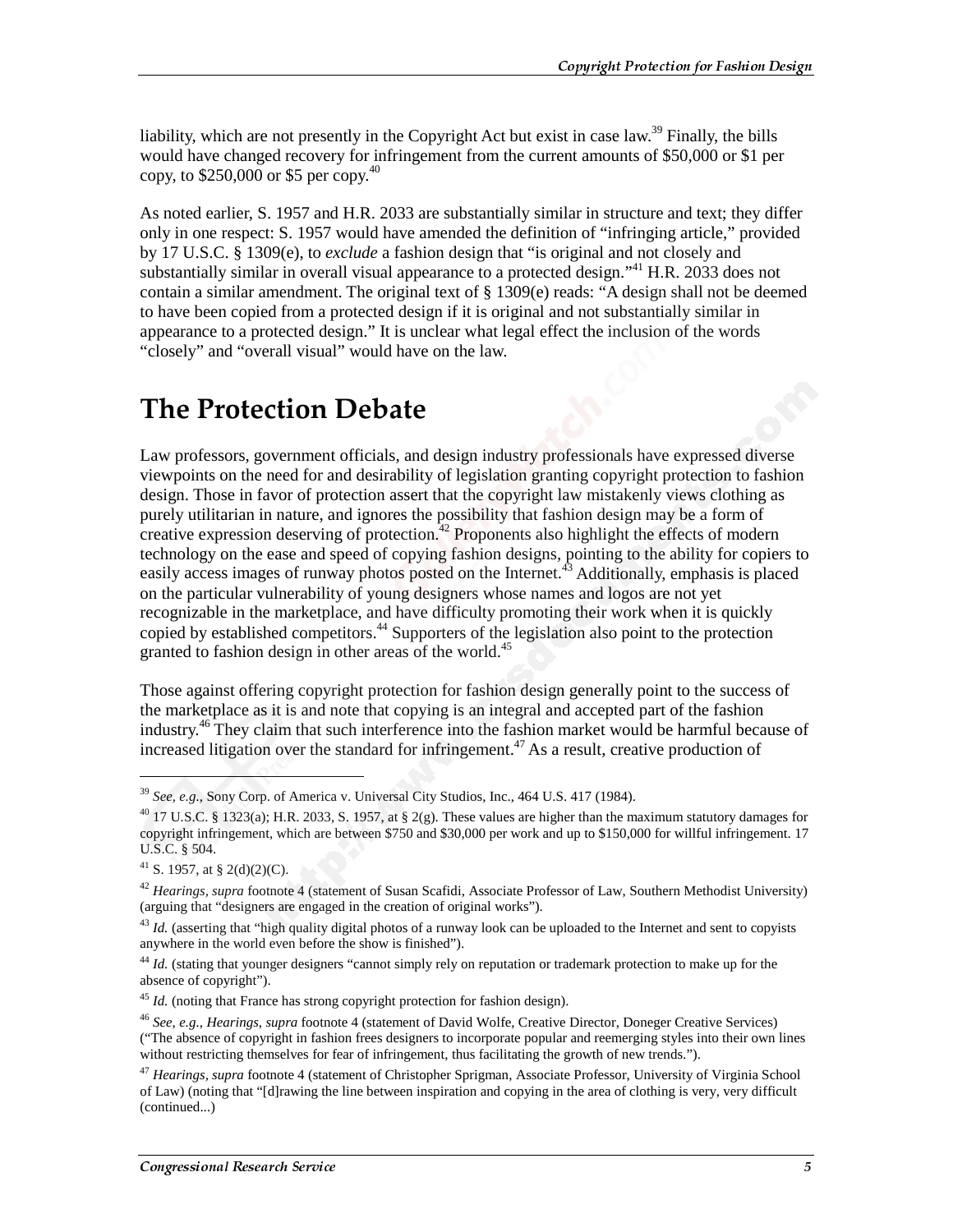liability, which are not presently in the Copyright Act but exist in case law.[39] Finally, the bills would have changed recovery for infringement from the current amounts of $50,000 or $1 per copy, to $250,000 or $5 per copy.[40]

As noted earlier, S. 1957 and H.R. 2033 are substantially similar in structure and text; they differ only in one respect: S. 1957 would have amended the definition of "infringing article," provided by 17 U.S.C. § 1309(e), to *exclude* a fashion design that "is original and not closely and substantially similar in overall visual appearance to a protected design."[41] H.R. 2033 does not contain a similar amendment. The original text of § 1309(e) reads: "A design shall not be deemed to have been copied from a protected design if it is original and not substantially similar in appearance to a protected design." It is unclear what legal effect the inclusion of the words "closely" and "overall visual" would have on the law.

# The Protection Debate

Law professors, government officials, and design industry professionals have expressed diverse viewpoints on the need for and desirability of legislation granting copyright protection to fashion design. Those in favor of protection assert that the copyright law mistakenly views clothing as purely utilitarian in nature, and ignores the possibility that fashion design may be a form of creative expression deserving of protection.[42] Proponents also highlight the effects of modern technology on the ease and speed of copying fashion designs, pointing to the ability for copiers to easily access images of runway photos posted on the Internet.[43] Additionally, emphasis is placed on the particular vulnerability of young designers whose names and logos are not yet recognizable in the marketplace, and have difficulty promoting their work when it is quickly copied by established competitors.[44] Supporters of the legislation also point to the protection granted to fashion design in other areas of the world.[45]

Those against offering copyright protection for fashion design generally point to the success of the marketplace as it is and note that copying is an integral and accepted part of the fashion industry.[46] They claim that such interference into the fashion market would be harmful because of increased litigation over the standard for infringement.[47] As a result, creative production of

---

[39] *See, e.g.*, Sony Corp. of America v. Universal City Studios, Inc., 464 U.S. 417 (1984).

[40] 17 U.S.C. § 1323(a); H.R. 2033, S. 1957, at § 2(g). These values are higher than the maximum statutory damages for copyright infringement, which are between $750 and $30,000 per work and up to $150,000 for willful infringement. 17 U.S.C. § 504.

[41] S. 1957, at § 2(d)(2)(C).

[42] *Hearings, supra* footnote 4 (statement of Susan Scafidi, Associate Professor of Law, Southern Methodist University) (arguing that "designers are engaged in the creation of original works").

[43] *Id.* (asserting that "high quality digital photos of a runway look can be uploaded to the Internet and sent to copyists anywhere in the world even before the show is finished").

[44] *Id.* (stating that younger designers "cannot simply rely on reputation or trademark protection to make up for the absence of copyright").

[45] *Id.* (noting that France has strong copyright protection for fashion design).

[46] *See, e.g., Hearings, supra* footnote 4 (statement of David Wolfe, Creative Director, Doneger Creative Services) ("The absence of copyright in fashion frees designers to incorporate popular and reemerging styles into their own lines without restricting themselves for fear of infringement, thus facilitating the growth of new trends.").

[47] *Hearings, supra* footnote 4 (statement of Christopher Sprigman, Associate Professor, University of Virginia School of Law) (noting that "[d]rawing the line between inspiration and copying in the area of clothing is very, very difficult (continued...)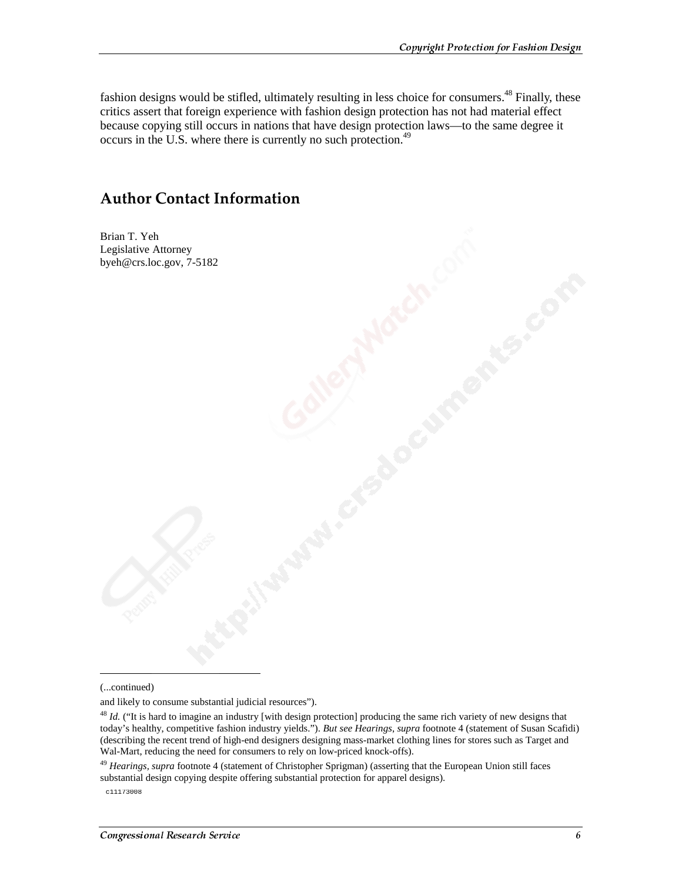fashion designs would be stifled, ultimately resulting in less choice for consumers.[48] Finally, these critics assert that foreign experience with fashion design protection has not had material effect because copying still occurs in nations that have design protection laws—to the same degree it occurs in the U.S. where there is currently no such protection.[49]

## Author Contact Information

Brian T. Yeh
Legislative Attorney
byeh@crs.loc.gov, 7-5182

(...continued)

and likely to consume substantial judicial resources").

[48] *Id.* ("It is hard to imagine an industry [with design protection] producing the same rich variety of new designs that today's healthy, competitive fashion industry yields."). *But see Hearings, supra* footnote 4 (statement of Susan Scafidi) (describing the recent trend of high-end designers designing mass-market clothing lines for stores such as Target and Wal-Mart, reducing the need for consumers to rely on low-priced knock-offs).

[49] *Hearings, supra* footnote 4 (statement of Christopher Sprigman) (asserting that the European Union still faces substantial design copying despite offering substantial protection for apparel designs).

c11173008